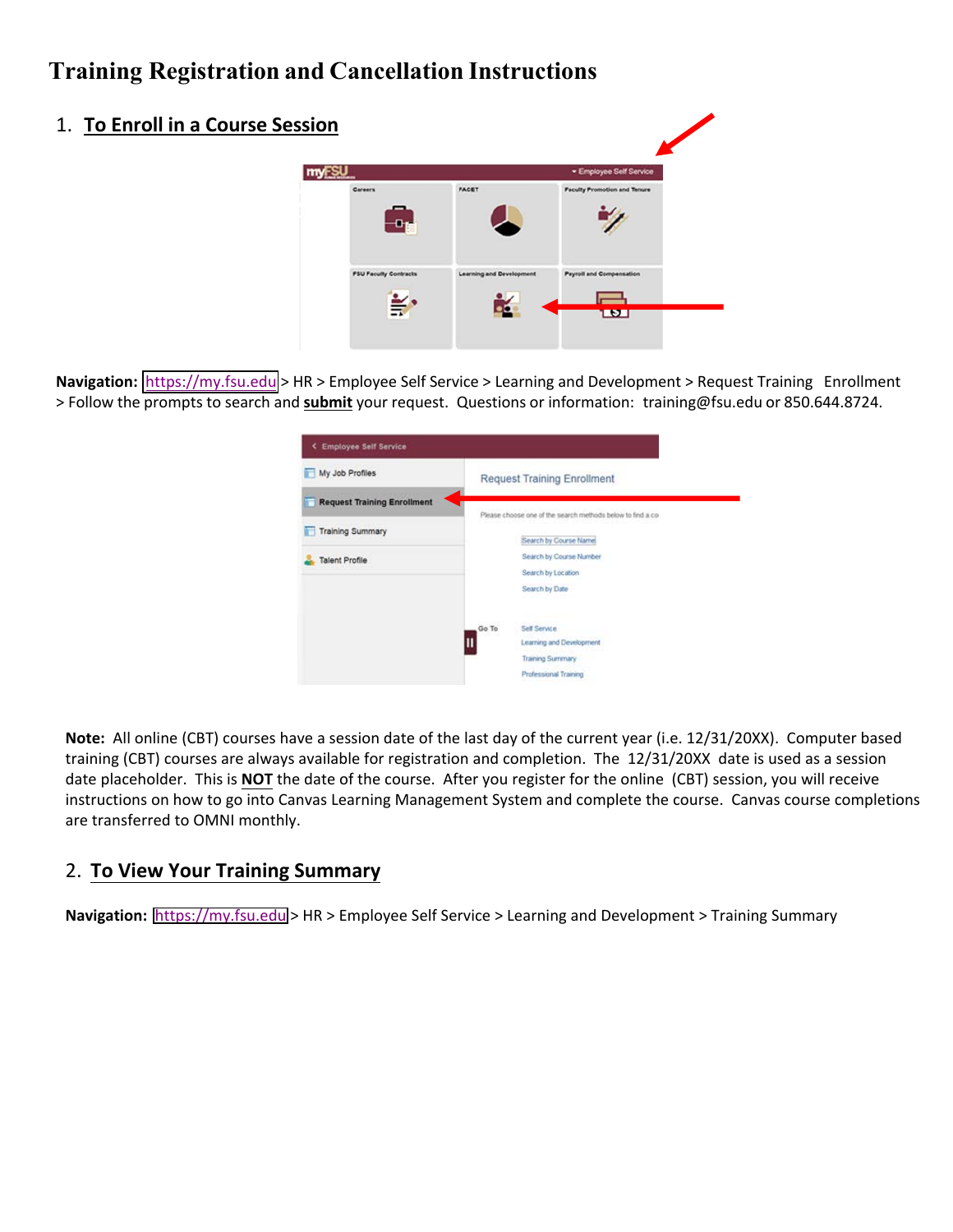# Training Registration and Cancellation Instructions

## 1. To Enroll in a Course Session

**Navigation:** https://my.fsu.edu > HR > Employee Self Service > Learning and Development > Request Training Enrollment > Follow the prompts to search and **submit** your request. Questions or information: training@fsu.edu or 850.644.8724.

**Note:** All online (CBT) courses have a session date of the last day of the current year (i.e. 12/31/20XX). Computer based training (CBT) courses are always available for registration and completion. The 12/31/20XX date is used as a session date placeholder. This is **NOT** the date of the course. After you register for the online (CBT) session, you will receive instructions on how to go into Canvas Learning Management System and complete the course. Canvas course completions are transferred to OMNI monthly.

## 2. To View Your Training Summary

**Navigation:** https://my.fsu.edu > HR > Employee Self Service > Learning and Development > Training Summary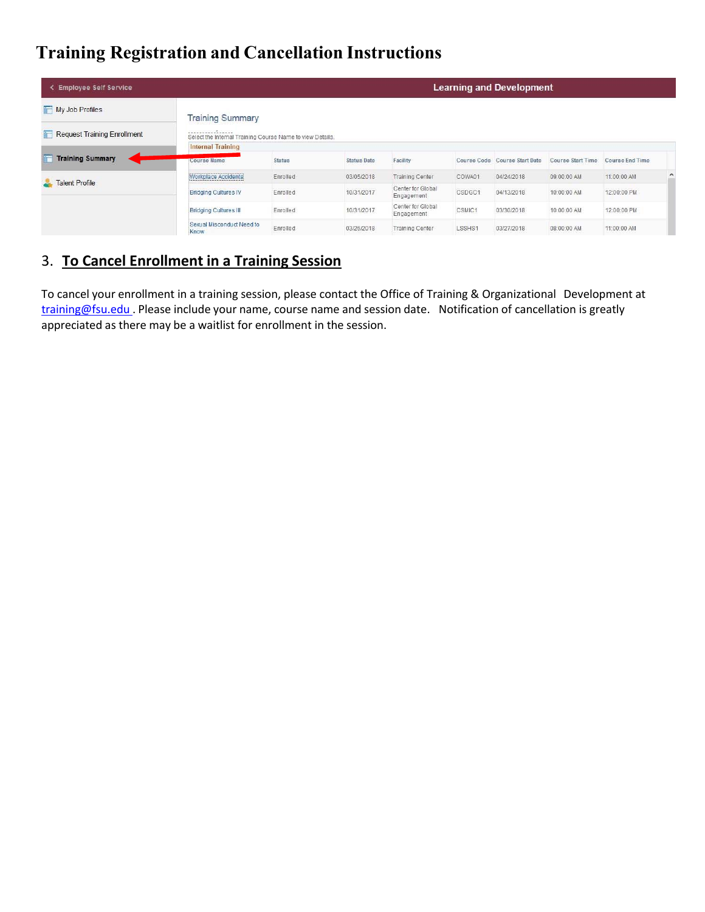# Training Registration and Cancellation Instructions

Employee Self Service | Learning and Development

- My Job Profiles
- Request Training Enrollment
- Training Summary
- Talent Profile

Training Summary

Select the Internal Training Course Name to view Details.

Internal Training

| Course Name | Status | Status Date | Facility | Course Code | Course Start Date | Course Start Time | Course End Time |
|---|---|---|---|---|---|---|---|
| Workplace Accidents | Enrolled | 03/05/2018 | Training Center | COWA01 | 04/24/2018 | 09:00:00 AM | 11:00:00 AM |
| Bridging Cultures IV | Enrolled | 10/31/2017 | Center for Global Engagement | CSDGC1 | 04/13/2018 | 10:00:00 AM | 12:00:00 PM |
| Bridging Cultures III | Enrolled | 10/31/2017 | Center for Global Engagement | CSMIC1 | 03/30/2018 | 10:00:00 AM | 12:00:00 PM |
| Sexual Misconduct Need to Know | Enrolled | 03/26/2018 | Training Center | LSSHS1 | 03/27/2018 | 08:00:00 AM | 11:00:00 AM |

## 3. To Cancel Enrollment in a Training Session

To cancel your enrollment in a training session, please contact the Office of Training & Organizational Development at training@fsu.edu . Please include your name, course name and session date. Notification of cancellation is greatly appreciated as there may be a waitlist for enrollment in the session.